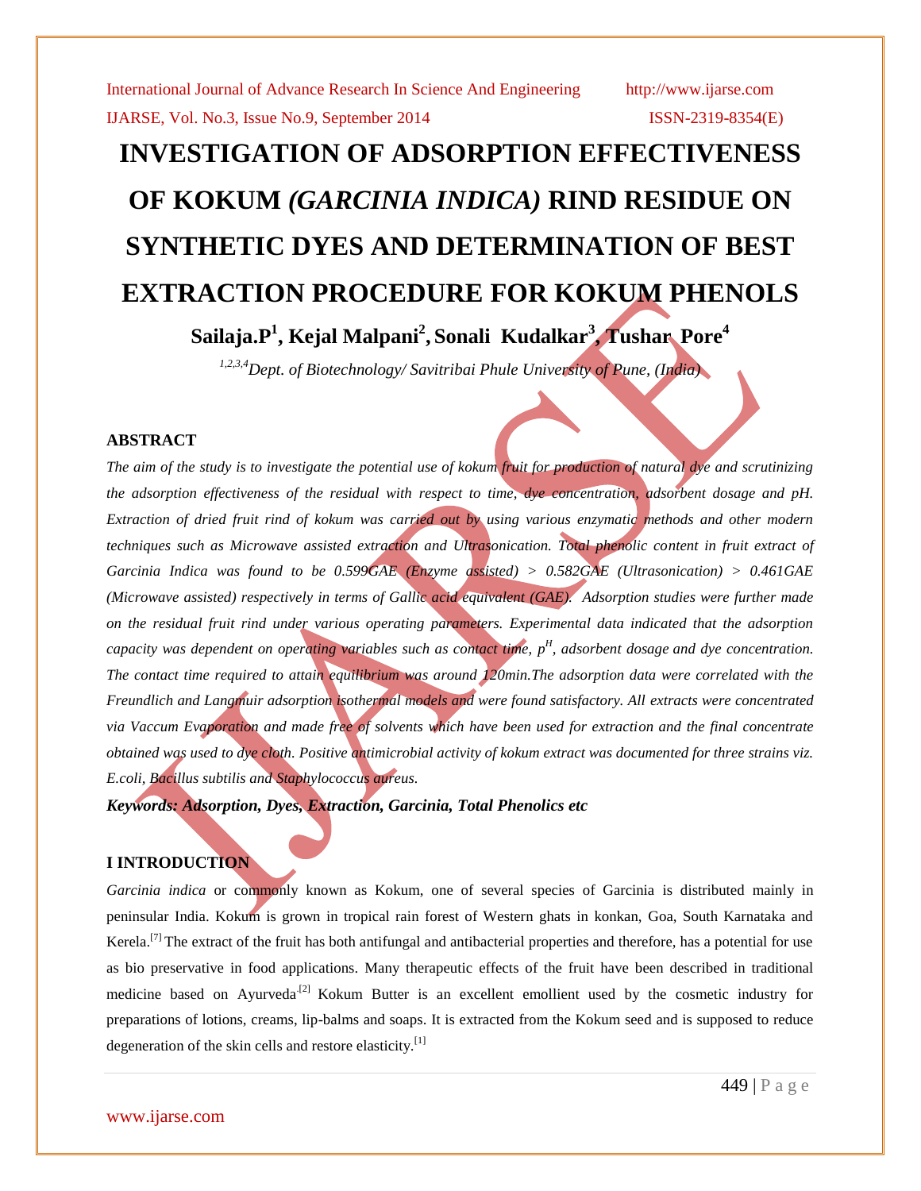# INVESTIGATION OF ADSORPTION EFFECTIVENESS OF KOKUM *(GARCINIA INDICA)* RIND RESIDUE ON SYNTHETIC DYES AND DETERMINATION OF BEST EXTRACTION PROCEDURE FOR KOKUM PHENOLS

**Sailaja.P[1], Kejal Malpani[2], Sonali Kudalkar[3], Tushar Pore[4]**

[1,2,3,4] *Dept. of Biotechnology/ Savitribai Phule University of Pune, (India)*

## ABSTRACT

*The aim of the study is to investigate the potential use of kokum fruit for production of natural dye and scrutinizing the adsorption effectiveness of the residual with respect to time, dye concentration, adsorbent dosage and pH. Extraction of dried fruit rind of kokum was carried out by using various enzymatic methods and other modern techniques such as Microwave assisted extraction and Ultrasonication. Total phenolic content in fruit extract of Garcinia Indica was found to be 0.599GAE (Enzyme assisted) > 0.582GAE (Ultrasonication) > 0.461GAE (Microwave assisted) respectively in terms of Gallic acid equivalent (GAE). Adsorption studies were further made on the residual fruit rind under various operating parameters. Experimental data indicated that the adsorption capacity was dependent on operating variables such as contact time, $p^H$, adsorbent dosage and dye concentration. The contact time required to attain equilibrium was around 120min.The adsorption data were correlated with the Freundlich and Langmuir adsorption isothermal models and were found satisfactory. All extracts were concentrated via Vaccum Evaporation and made free of solvents which have been used for extraction and the final concentrate obtained was used to dye cloth. Positive antimicrobial activity of kokum extract was documented for three strains viz. E.coli, Bacillus subtilis and Staphylococcus aureus.*

***Keywords: Adsorption, Dyes, Extraction, Garcinia, Total Phenolics etc***

## I INTRODUCTION

*Garcinia indica* or commonly known as Kokum, one of several species of Garcinia is distributed mainly in peninsular India. Kokum is grown in tropical rain forest of Western ghats in konkan, Goa, South Karnataka and Kerela.[7] The extract of the fruit has both antifungal and antibacterial properties and therefore, has a potential for use as bio preservative in food applications. Many therapeutic effects of the fruit have been described in traditional medicine based on Ayurveda.[2] Kokum Butter is an excellent emollient used by the cosmetic industry for preparations of lotions, creams, lip-balms and soaps. It is extracted from the Kokum seed and is supposed to reduce degeneration of the skin cells and restore elasticity.[1]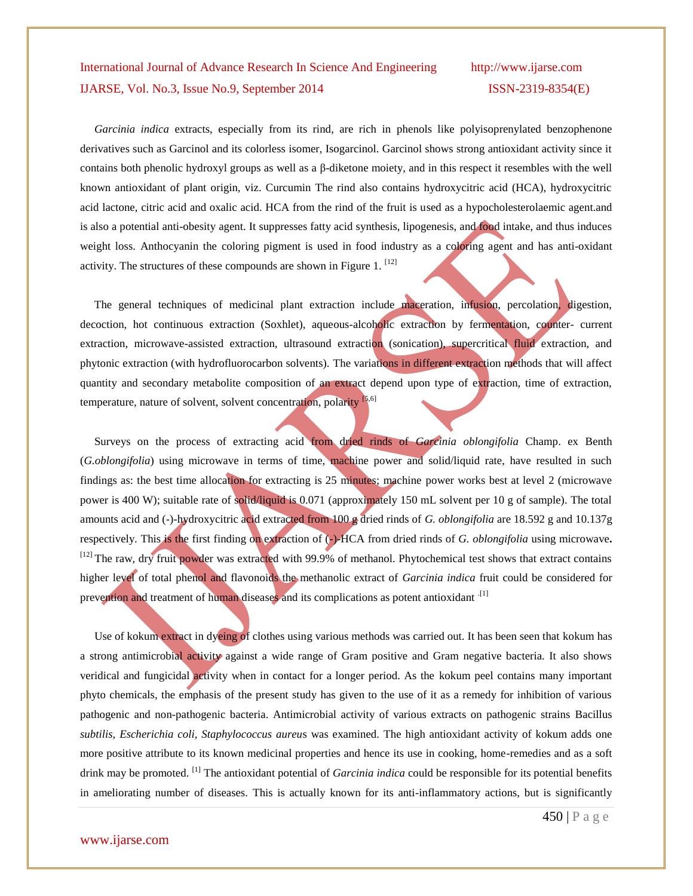*Garcinia indica* extracts, especially from its rind, are rich in phenols like polyisoprenylated benzophenone derivatives such as Garcinol and its colorless isomer, Isogarcinol. Garcinol shows strong antioxidant activity since it contains both phenolic hydroxyl groups as well as a β-diketone moiety, and in this respect it resembles with the well known antioxidant of plant origin, viz. Curcumin The rind also contains hydroxycitric acid (HCA), hydroxycitric acid lactone, citric acid and oxalic acid. HCA from the rind of the fruit is used as a hypocholesterolaemic agent.and is also a potential anti-obesity agent. It suppresses fatty acid synthesis, lipogenesis, and food intake, and thus induces weight loss. Anthocyanin the coloring pigment is used in food industry as a coloring agent and has anti-oxidant activity. The structures of these compounds are shown in Figure 1. [12]

The general techniques of medicinal plant extraction include maceration, infusion, percolation, digestion, decoction, hot continuous extraction (Soxhlet), aqueous-alcoholic extraction by fermentation, counter- current extraction, microwave-assisted extraction, ultrasound extraction (sonication), supercritical fluid extraction, and phytonic extraction (with hydrofluorocarbon solvents). The variations in different extraction methods that will affect quantity and secondary metabolite composition of an extract depend upon type of extraction, time of extraction, temperature, nature of solvent, solvent concentration, polarity [5,6]

Surveys on the process of extracting acid from dried rinds of *Garcinia oblongifolia* Champ. ex Benth (*G.oblongifolia*) using microwave in terms of time, machine power and solid/liquid rate, have resulted in such findings as: the best time allocation for extracting is 25 minutes; machine power works best at level 2 (microwave power is 400 W); suitable rate of solid/liquid is 0.071 (approximately 150 mL solvent per 10 g of sample). The total amounts acid and (-)-hydroxycitric acid extracted from 100 g dried rinds of *G. oblongifolia* are 18.592 g and 10.137g respectively. This is the first finding on extraction of (-)-HCA from dried rinds of *G. oblongifolia* using microwave**.** [12] The raw, dry fruit powder was extracted with 99.9% of methanol. Phytochemical test shows that extract contains higher level of total phenol and flavonoids the methanolic extract of *Garcinia indica* fruit could be considered for prevention and treatment of human diseases and its complications as potent antioxidant .[1]

Use of kokum extract in dyeing of clothes using various methods was carried out. It has been seen that kokum has a strong antimicrobial activity against a wide range of Gram positive and Gram negative bacteria. It also shows veridical and fungicidal activity when in contact for a longer period. As the kokum peel contains many important phyto chemicals, the emphasis of the present study has given to the use of it as a remedy for inhibition of various pathogenic and non-pathogenic bacteria. Antimicrobial activity of various extracts on pathogenic strains Bacillus *subtilis, Escherichia coli, Staphylococcus aureu*s was examined. The high antioxidant activity of kokum adds one more positive attribute to its known medicinal properties and hence its use in cooking, home-remedies and as a soft drink may be promoted. [1] The antioxidant potential of *Garcinia indica* could be responsible for its potential benefits in ameliorating number of diseases. This is actually known for its anti-inflammatory actions, but is significantly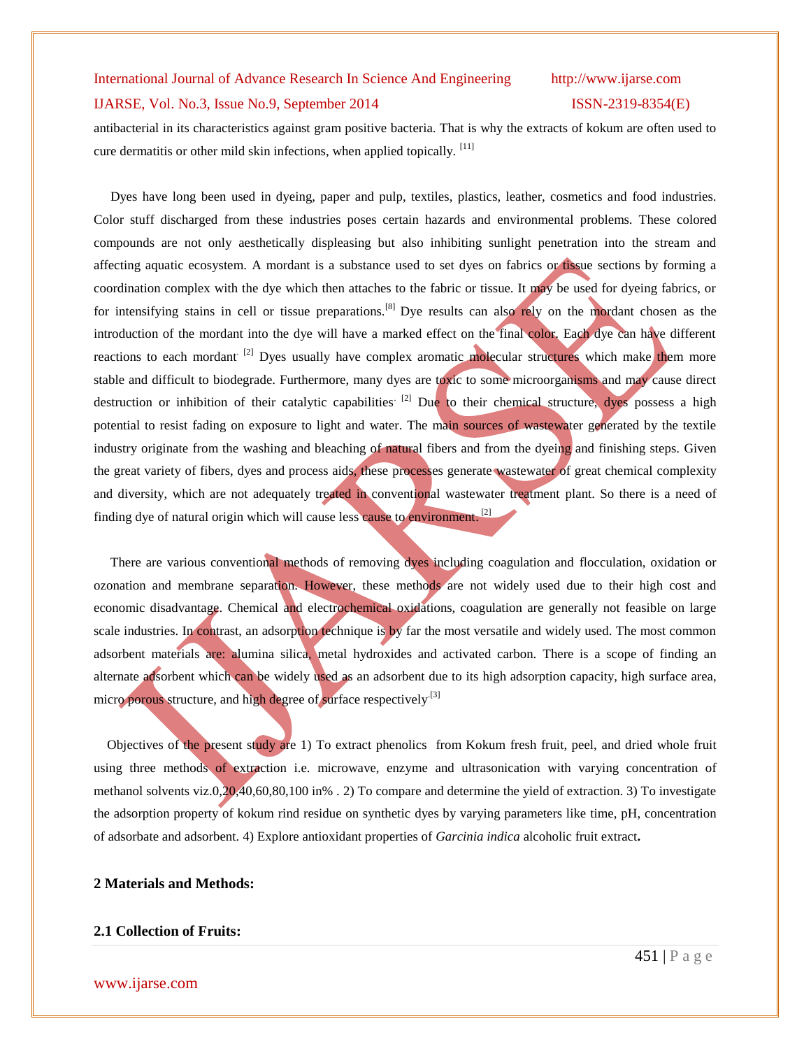antibacterial in its characteristics against gram positive bacteria. That is why the extracts of kokum are often used to cure dermatitis or other mild skin infections, when applied topically. [11]

Dyes have long been used in dyeing, paper and pulp, textiles, plastics, leather, cosmetics and food industries. Color stuff discharged from these industries poses certain hazards and environmental problems. These colored compounds are not only aesthetically displeasing but also inhibiting sunlight penetration into the stream and affecting aquatic ecosystem. A mordant is a substance used to set dyes on fabrics or tissue sections by forming a coordination complex with the dye which then attaches to the fabric or tissue. It may be used for dyeing fabrics, or for intensifying stains in cell or tissue preparations.[8] Dye results can also rely on the mordant chosen as the introduction of the mordant into the dye will have a marked effect on the final color. Each dye can have different reactions to each mordant. [2] Dyes usually have complex aromatic molecular structures which make them more stable and difficult to biodegrade. Furthermore, many dyes are toxic to some microorganisms and may cause direct destruction or inhibition of their catalytic capabilities. [2] Due to their chemical structure, dyes possess a high potential to resist fading on exposure to light and water. The main sources of wastewater generated by the textile industry originate from the washing and bleaching of natural fibers and from the dyeing and finishing steps. Given the great variety of fibers, dyes and process aids, these processes generate wastewater of great chemical complexity and diversity, which are not adequately treated in conventional wastewater treatment plant. So there is a need of finding dye of natural origin which will cause less cause to environment. [2]

There are various conventional methods of removing dyes including coagulation and flocculation, oxidation or ozonation and membrane separation. However, these methods are not widely used due to their high cost and economic disadvantage. Chemical and electrochemical oxidations, coagulation are generally not feasible on large scale industries. In contrast, an adsorption technique is by far the most versatile and widely used. The most common adsorbent materials are: alumina silica, metal hydroxides and activated carbon. There is a scope of finding an alternate adsorbent which can be widely used as an adsorbent due to its high adsorption capacity, high surface area, micro porous structure, and high degree of surface respectively.[3]

Objectives of the present study are 1) To extract phenolics from Kokum fresh fruit, peel, and dried whole fruit using three methods of extraction i.e. microwave, enzyme and ultrasonication with varying concentration of methanol solvents viz.0,20,40,60,80,100 in% . 2) To compare and determine the yield of extraction. 3) To investigate the adsorption property of kokum rind residue on synthetic dyes by varying parameters like time, pH, concentration of adsorbate and adsorbent. 4) Explore antioxidant properties of *Garcinia indica* alcoholic fruit extract**.**

## 2 Materials and Methods:

### 2.1 Collection of Fruits: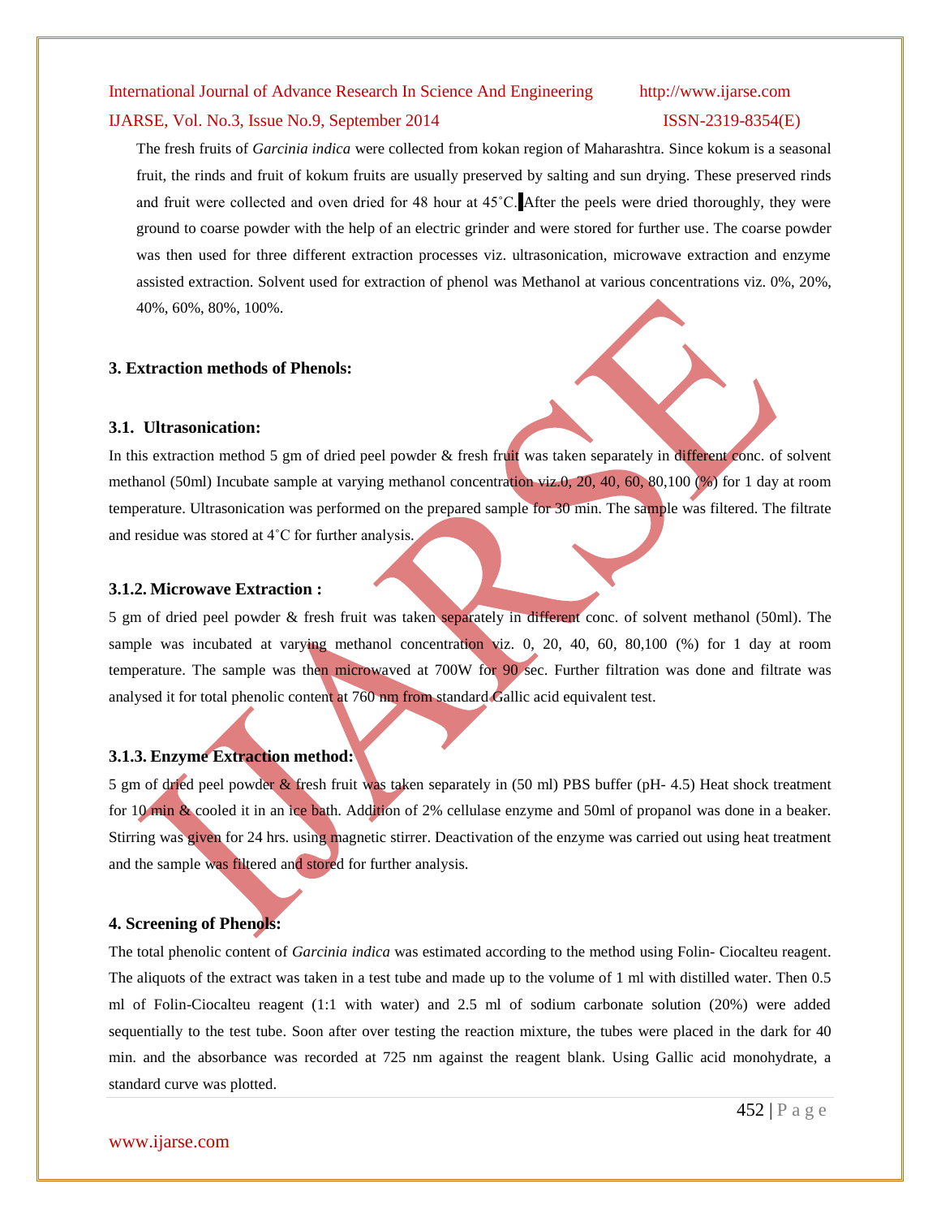The fresh fruits of *Garcinia indica* were collected from kokan region of Maharashtra. Since kokum is a seasonal fruit, the rinds and fruit of kokum fruits are usually preserved by salting and sun drying. These preserved rinds and fruit were collected and oven dried for 48 hour at 45˚C. After the peels were dried thoroughly, they were ground to coarse powder with the help of an electric grinder and were stored for further use. The coarse powder was then used for three different extraction processes viz. ultrasonication, microwave extraction and enzyme assisted extraction. Solvent used for extraction of phenol was Methanol at various concentrations viz. 0%, 20%, 40%, 60%, 80%, 100%.

### 3. Extraction methods of Phenols:

#### 3.1. Ultrasonication:

In this extraction method 5 gm of dried peel powder & fresh fruit was taken separately in different conc. of solvent methanol (50ml) Incubate sample at varying methanol concentration viz.0, 20, 40, 60, 80,100 (%) for 1 day at room temperature. Ultrasonication was performed on the prepared sample for 30 min. The sample was filtered. The filtrate and residue was stored at 4˚C for further analysis.

#### 3.1.2. Microwave Extraction :

5 gm of dried peel powder & fresh fruit was taken separately in different conc. of solvent methanol (50ml). The sample was incubated at varying methanol concentration viz. 0, 20, 40, 60, 80,100 (%) for 1 day at room temperature. The sample was then microwaved at 700W for 90 sec. Further filtration was done and filtrate was analysed it for total phenolic content at 760 nm from standard Gallic acid equivalent test.

#### 3.1.3. Enzyme Extraction method:

5 gm of dried peel powder & fresh fruit was taken separately in (50 ml) PBS buffer (pH- 4.5) Heat shock treatment for 10 min & cooled it in an ice bath. Addition of 2% cellulase enzyme and 50ml of propanol was done in a beaker. Stirring was given for 24 hrs. using magnetic stirrer. Deactivation of the enzyme was carried out using heat treatment and the sample was filtered and stored for further analysis.

### 4. Screening of Phenols:

The total phenolic content of *Garcinia indica* was estimated according to the method using Folin- Ciocalteu reagent. The aliquots of the extract was taken in a test tube and made up to the volume of 1 ml with distilled water. Then 0.5 ml of Folin-Ciocalteu reagent (1:1 with water) and 2.5 ml of sodium carbonate solution (20%) were added sequentially to the test tube. Soon after over testing the reaction mixture, the tubes were placed in the dark for 40 min. and the absorbance was recorded at 725 nm against the reagent blank. Using Gallic acid monohydrate, a standard curve was plotted.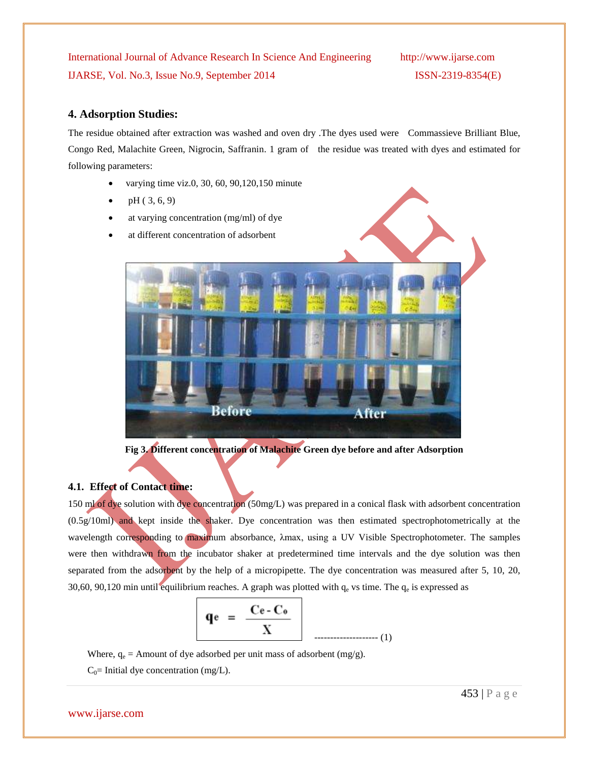## 4. Adsorption Studies:

The residue obtained after extraction was washed and oven dry .The dyes used were  Commassieve Brilliant Blue, Congo Red, Malachite Green, Nigrocin, Saffranin. 1 gram of  the residue was treated with dyes and estimated for following parameters:

- varying time viz.0, 30, 60, 90,120,150 minute
- pH ( 3, 6, 9)
- at varying concentration (mg/ml) of dye
- at different concentration of adsorbent

**Fig 3. Different concentration of Malachite Green dye before and after Adsorption**

### 4.1. Effect of Contact time:

150 ml of dye solution with dye concentration (50mg/L) was prepared in a conical flask with adsorbent concentration (0.5g/10ml) and kept inside the shaker. Dye concentration was then estimated spectrophotometrically at the wavelength corresponding to maximum absorbance, λmax, using a UV Visible Spectrophotometer. The samples were then withdrawn from the incubator shaker at predetermined time intervals and the dye solution was then separated from the adsorbent by the help of a micropipette. The dye concentration was measured after 5, 10, 20, 30,60, 90,120 min until equilibrium reaches. A graph was plotted with $q_e$ vs time. The $q_e$ is expressed as

$$q_e = \frac{C_e - C_0}{X} \quad \text{-------------------- (1)}$$

Where, $q_e$ = Amount of dye adsorbed per unit mass of adsorbent (mg/g).

$C_0$= Initial dye concentration (mg/L).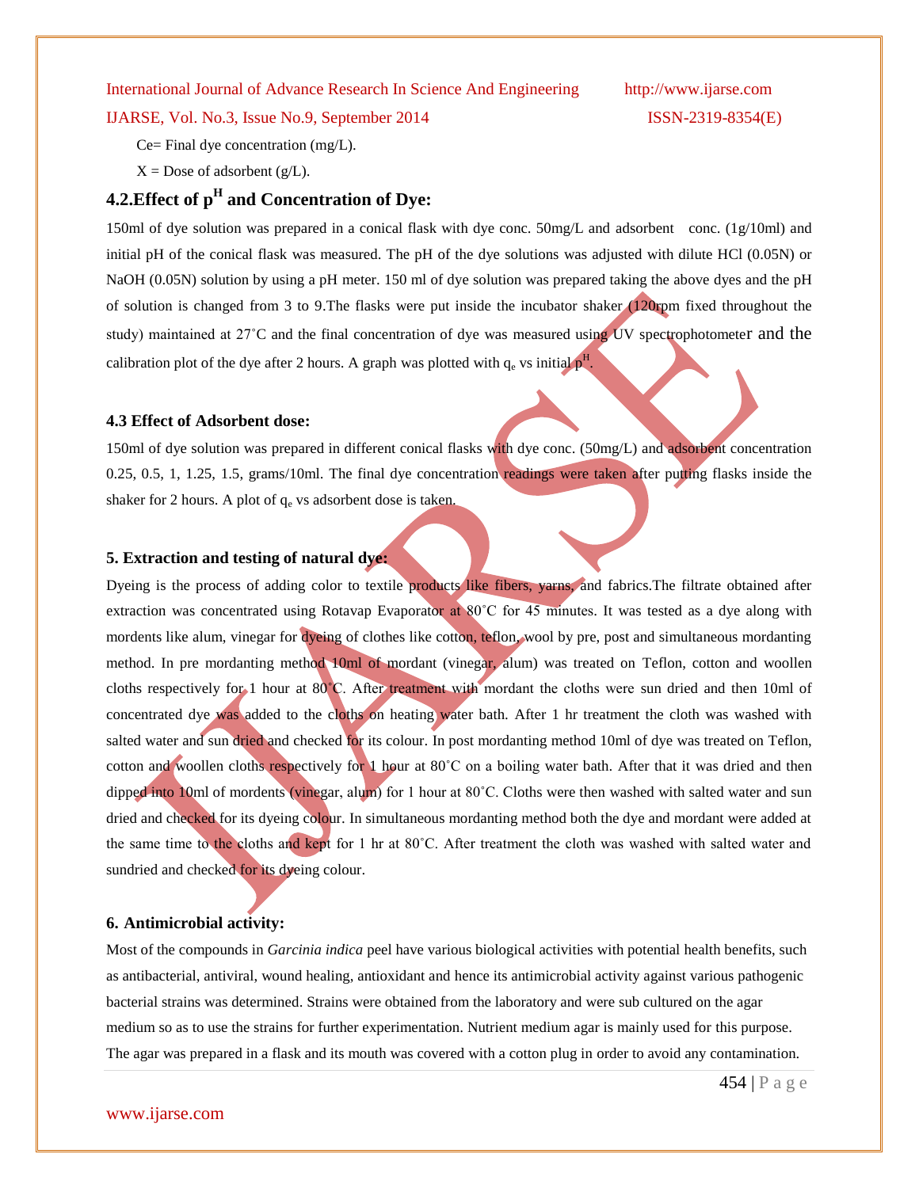Ce= Final dye concentration (mg/L).

X = Dose of adsorbent (g/L).

## 4.2.Effect of $p^H$ and Concentration of Dye:

150ml of dye solution was prepared in a conical flask with dye conc. 50mg/L and adsorbent conc. (1g/10ml) and initial pH of the conical flask was measured. The pH of the dye solutions was adjusted with dilute HCl (0.05N) or NaOH (0.05N) solution by using a pH meter. 150 ml of dye solution was prepared taking the above dyes and the pH of solution is changed from 3 to 9.The flasks were put inside the incubator shaker (120rpm fixed throughout the study) maintained at 27˚C and the final concentration of dye was measured using UV spectrophotometer and the calibration plot of the dye after 2 hours. A graph was plotted with $q_e$ vs initial $p^H$.

### 4.3 Effect of Adsorbent dose:

150ml of dye solution was prepared in different conical flasks with dye conc. (50mg/L) and adsorbent concentration 0.25, 0.5, 1, 1.25, 1.5, grams/10ml. The final dye concentration readings were taken after putting flasks inside the shaker for 2 hours. A plot of $q_e$ vs adsorbent dose is taken.

## 5. Extraction and testing of natural dye:

Dyeing is the process of adding color to textile products like fibers, yarns, and fabrics.The filtrate obtained after extraction was concentrated using Rotavap Evaporator at 80˚C for 45 minutes. It was tested as a dye along with mordents like alum, vinegar for dyeing of clothes like cotton, teflon, wool by pre, post and simultaneous mordanting method. In pre mordanting method 10ml of mordant (vinegar, alum) was treated on Teflon, cotton and woollen cloths respectively for 1 hour at 80˚C. After treatment with mordant the cloths were sun dried and then 10ml of concentrated dye was added to the cloths on heating water bath. After 1 hr treatment the cloth was washed with salted water and sun dried and checked for its colour. In post mordanting method 10ml of dye was treated on Teflon, cotton and woollen cloths respectively for 1 hour at 80˚C on a boiling water bath. After that it was dried and then dipped into 10ml of mordents (vinegar, alum) for 1 hour at 80˚C. Cloths were then washed with salted water and sun dried and checked for its dyeing colour. In simultaneous mordanting method both the dye and mordant were added at the same time to the cloths and kept for 1 hr at 80˚C. After treatment the cloth was washed with salted water and sundried and checked for its dyeing colour.

## 6. Antimicrobial activity:

Most of the compounds in *Garcinia indica* peel have various biological activities with potential health benefits, such as antibacterial, antiviral, wound healing, antioxidant and hence its antimicrobial activity against various pathogenic bacterial strains was determined. Strains were obtained from the laboratory and were sub cultured on the agar medium so as to use the strains for further experimentation. Nutrient medium agar is mainly used for this purpose. The agar was prepared in a flask and its mouth was covered with a cotton plug in order to avoid any contamination.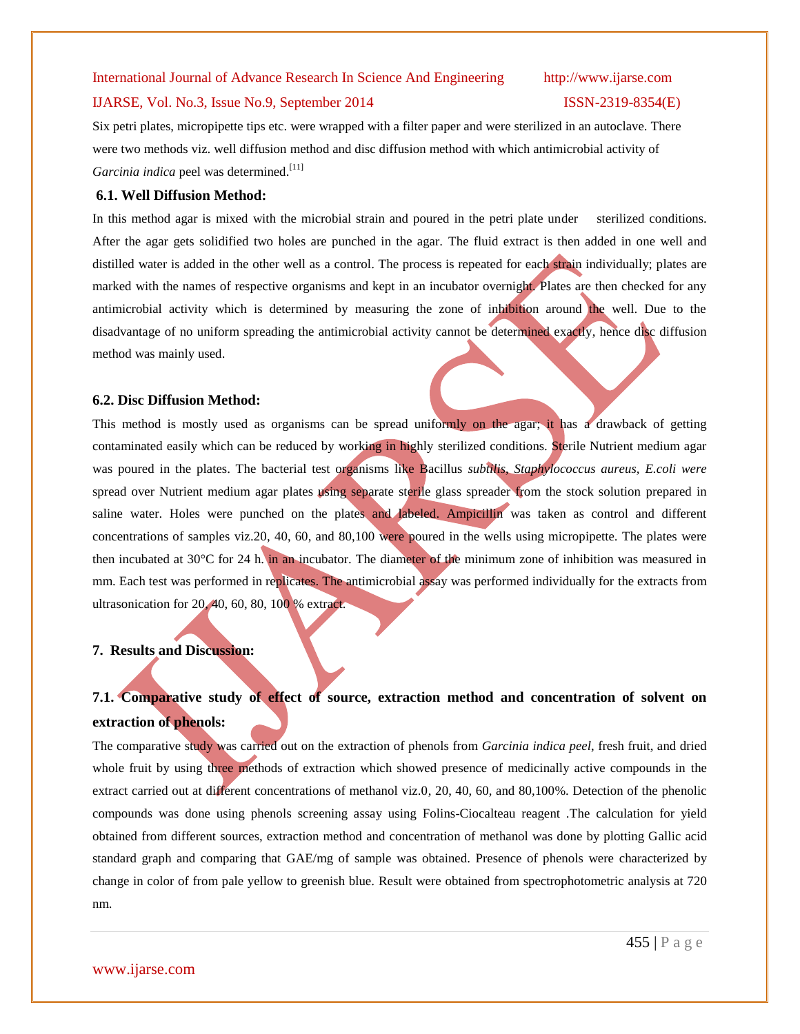Six petri plates, micropipette tips etc. were wrapped with a filter paper and were sterilized in an autoclave. There were two methods viz. well diffusion method and disc diffusion method with which antimicrobial activity of *Garcinia indica* peel was determined.[11]

### 6.1. Well Diffusion Method:

In this method agar is mixed with the microbial strain and poured in the petri plate under sterilized conditions. After the agar gets solidified two holes are punched in the agar. The fluid extract is then added in one well and distilled water is added in the other well as a control. The process is repeated for each strain individually; plates are marked with the names of respective organisms and kept in an incubator overnight. Plates are then checked for any antimicrobial activity which is determined by measuring the zone of inhibition around the well. Due to the disadvantage of no uniform spreading the antimicrobial activity cannot be determined exactly, hence disc diffusion method was mainly used.

### 6.2. Disc Diffusion Method:

This method is mostly used as organisms can be spread uniformly on the agar; it has a drawback of getting contaminated easily which can be reduced by working in highly sterilized conditions. Sterile Nutrient medium agar was poured in the plates. The bacterial test organisms like Bacillus *subtilis, Staphylococcus aureus, E.coli were* spread over Nutrient medium agar plates using separate sterile glass spreader from the stock solution prepared in saline water. Holes were punched on the plates and labeled. Ampicillin was taken as control and different concentrations of samples viz.20, 40, 60, and 80,100 were poured in the wells using micropipette. The plates were then incubated at 30°C for 24 h. in an incubator. The diameter of the minimum zone of inhibition was measured in mm. Each test was performed in replicates. The antimicrobial assay was performed individually for the extracts from ultrasonication for 20, 40, 60, 80, 100 % extract.

## 7. Results and Discussion:

### 7.1. Comparative study of effect of source, extraction method and concentration of solvent on extraction of phenols:

The comparative study was carried out on the extraction of phenols from *Garcinia indica peel*, fresh fruit, and dried whole fruit by using three methods of extraction which showed presence of medicinally active compounds in the extract carried out at different concentrations of methanol viz.0, 20, 40, 60, and 80,100%. Detection of the phenolic compounds was done using phenols screening assay using Folins-Ciocalteau reagent .The calculation for yield obtained from different sources, extraction method and concentration of methanol was done by plotting Gallic acid standard graph and comparing that GAE/mg of sample was obtained. Presence of phenols were characterized by change in color of from pale yellow to greenish blue. Result were obtained from spectrophotometric analysis at 720 nm.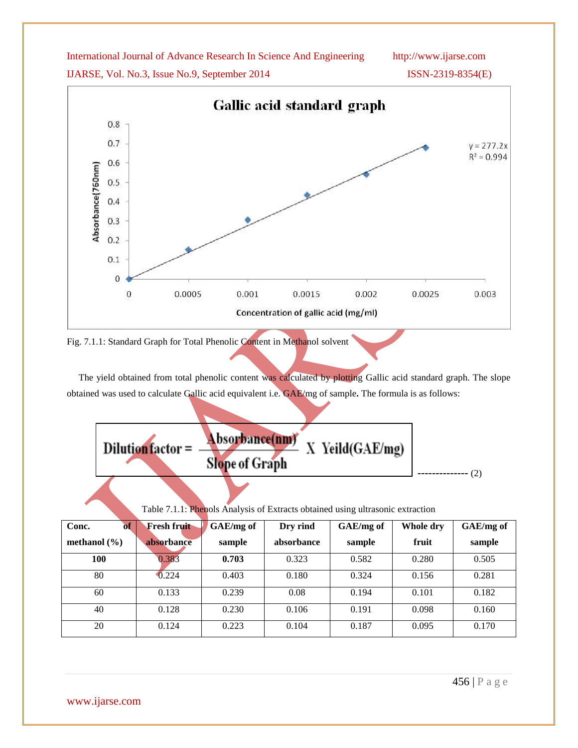Fig. 7.1.1: Standard Graph for Total Phenolic Content in Methanol solvent

The yield obtained from total phenolic content was calculated by plotting Gallic acid standard graph. The slope obtained was used to calculate Gallic acid equivalent i.e. GAE/mg of sample. The formula is as follows:

$$\text{Dilution factor} = \frac{\text{Absorbance(nm)}}{\text{Slope of Graph}} \text{ X Yeild(GAE/mg)} \quad \text{-------------- (2)}$$

Table 7.1.1: Phenols Analysis of Extracts obtained using ultrasonic extraction

| Conc. of methanol (%) | Fresh fruit absorbance | GAE/mg of sample | Dry rind absorbance | GAE/mg of sample | Whole dry fruit | GAE/mg of sample |
|---|---|---|---|---|---|---|
| **100** | 0.383 | **0.703** | 0.323 | 0.582 | 0.280 | 0.505 |
| 80 | 0.224 | 0.403 | 0.180 | 0.324 | 0.156 | 0.281 |
| 60 | 0.133 | 0.239 | 0.08 | 0.194 | 0.101 | 0.182 |
| 40 | 0.128 | 0.230 | 0.106 | 0.191 | 0.098 | 0.160 |
| 20 | 0.124 | 0.223 | 0.104 | 0.187 | 0.095 | 0.170 |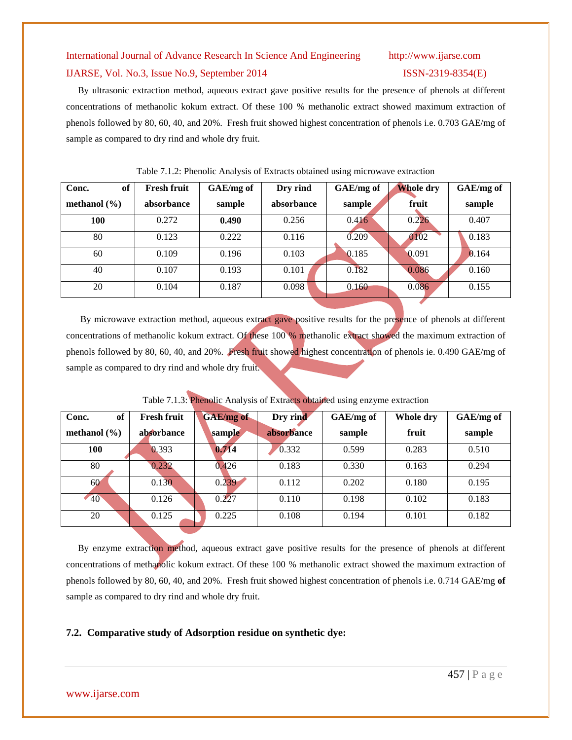By ultrasonic extraction method, aqueous extract gave positive results for the presence of phenols at different concentrations of methanolic kokum extract. Of these 100 % methanolic extract showed maximum extraction of phenols followed by 80, 60, 40, and 20%. Fresh fruit showed highest concentration of phenols i.e. 0.703 GAE/mg of sample as compared to dry rind and whole dry fruit.

Table 7.1.2: Phenolic Analysis of Extracts obtained using microwave extraction

| Conc. of methanol (%) | Fresh fruit absorbance | GAE/mg of sample | Dry rind absorbance | GAE/mg of sample | Whole dry fruit | GAE/mg of sample |
|---|---|---|---|---|---|---|
| **100** | 0.272 | **0.490** | 0.256 | 0.416 | 0.226 | 0.407 |
| 80 | 0.123 | 0.222 | 0.116 | 0.209 | 0102 | 0.183 |
| 60 | 0.109 | 0.196 | 0.103 | 0.185 | 0.091 | 0.164 |
| 40 | 0.107 | 0.193 | 0.101 | 0.182 | 0.086 | 0.160 |
| 20 | 0.104 | 0.187 | 0.098 | 0.160 | 0.086 | 0.155 |

By microwave extraction method, aqueous extract gave positive results for the presence of phenols at different concentrations of methanolic kokum extract. Of these 100 % methanolic extract showed the maximum extraction of phenols followed by 80, 60, 40, and 20%. Fresh fruit showed highest concentration of phenols ie. 0.490 GAE/mg of sample as compared to dry rind and whole dry fruit.

Table 7.1.3: Phenolic Analysis of Extracts obtained using enzyme extraction

| Conc. of methanol (%) | Fresh fruit absorbance | GAE/mg of sample | Dry rind absorbance | GAE/mg of sample | Whole dry fruit | GAE/mg of sample |
|---|---|---|---|---|---|---|
| **100** | 0.393 | **0.714** | 0.332 | 0.599 | 0.283 | 0.510 |
| 80 | 0.232 | 0.426 | 0.183 | 0.330 | 0.163 | 0.294 |
| 60 | 0.130 | 0.239 | 0.112 | 0.202 | 0.180 | 0.195 |
| 40 | 0.126 | 0.227 | 0.110 | 0.198 | 0.102 | 0.183 |
| 20 | 0.125 | 0.225 | 0.108 | 0.194 | 0.101 | 0.182 |

By enzyme extraction method, aqueous extract gave positive results for the presence of phenols at different concentrations of methanolic kokum extract. Of these 100 % methanolic extract showed the maximum extraction of phenols followed by 80, 60, 40, and 20%. Fresh fruit showed highest concentration of phenols i.e. 0.714 GAE/mg **of** sample as compared to dry rind and whole dry fruit.

### 7.2. Comparative study of Adsorption residue on synthetic dye: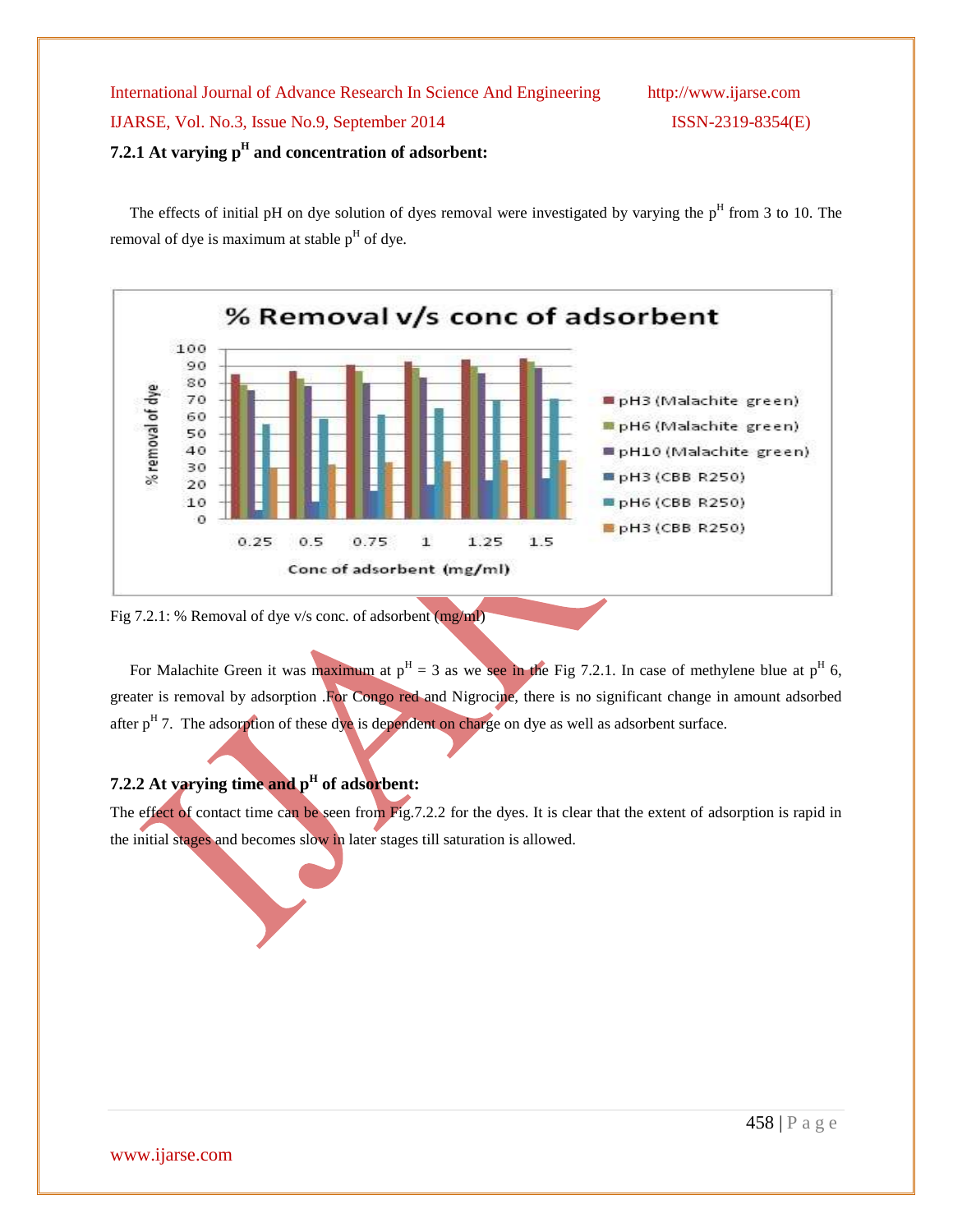### 7.2.1 At varying $p^H$ and concentration of adsorbent:

The effects of initial pH on dye solution of dyes removal were investigated by varying the $p^H$ from 3 to 10. The removal of dye is maximum at stable $p^H$ of dye.

Fig 7.2.1: % Removal of dye v/s conc. of adsorbent (mg/ml)

For Malachite Green it was maximum at $p^H = 3$ as we see in the Fig 7.2.1. In case of methylene blue at $p^H$ 6, greater is removal by adsorption .For Congo red and Nigrocine, there is no significant change in amount adsorbed after $p^H$ 7. The adsorption of these dye is dependent on charge on dye as well as adsorbent surface.

### 7.2.2 At varying time and $p^H$ of adsorbent:

The effect of contact time can be seen from Fig.7.2.2 for the dyes. It is clear that the extent of adsorption is rapid in the initial stages and becomes slow in later stages till saturation is allowed.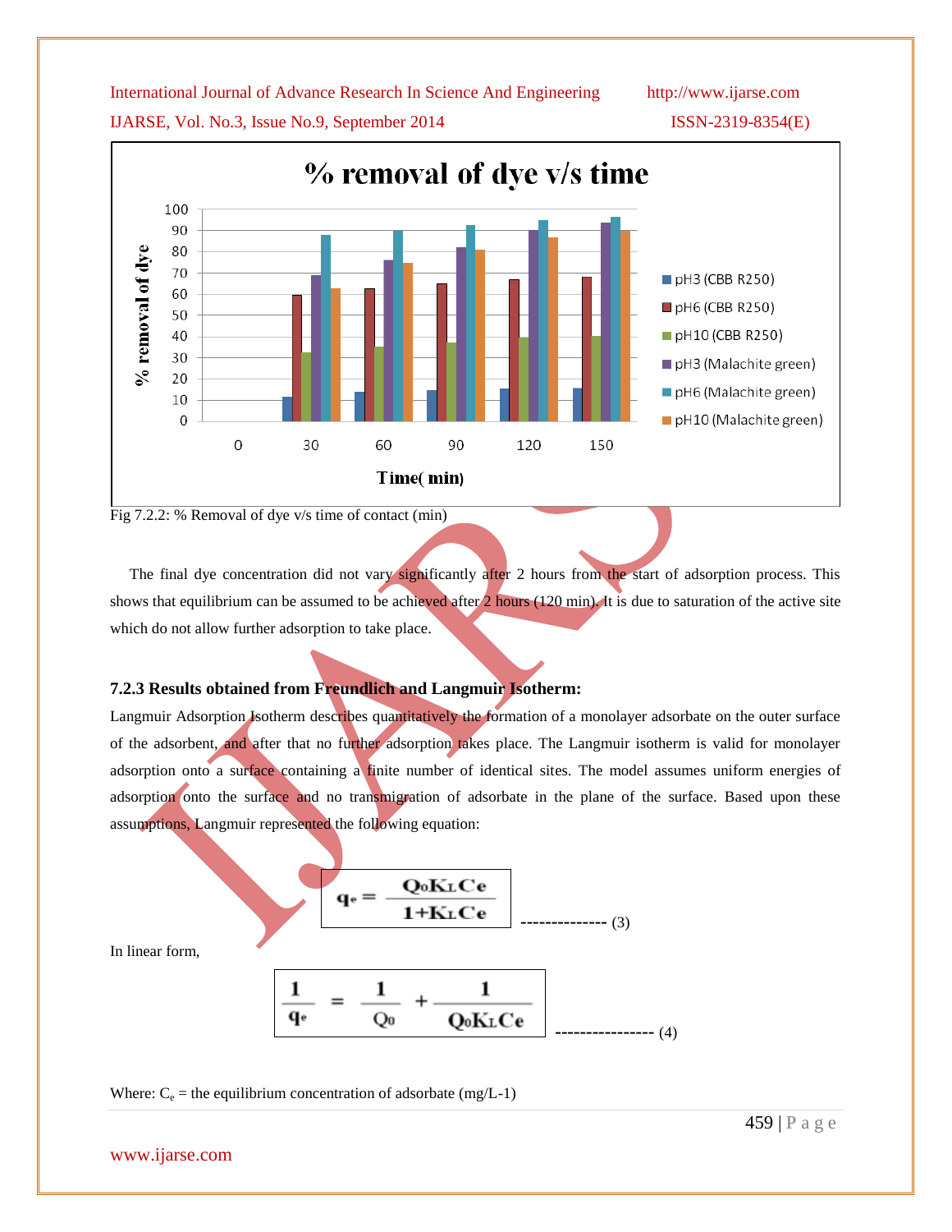Fig 7.2.2: % Removal of dye v/s time of contact (min)

The final dye concentration did not vary significantly after 2 hours from the start of adsorption process. This shows that equilibrium can be assumed to be achieved after 2 hours (120 min). It is due to saturation of the active site which do not allow further adsorption to take place.

### 7.2.3 Results obtained from Freundlich and Langmuir Isotherm:

Langmuir Adsorption Isotherm describes quantitatively the formation of a monolayer adsorbate on the outer surface of the adsorbent, and after that no further adsorption takes place. The Langmuir isotherm is valid for monolayer adsorption onto a surface containing a finite number of identical sites. The model assumes uniform energies of adsorption onto the surface and no transmigration of adsorbate in the plane of the surface. Based upon these assumptions, Langmuir represented the following equation:

$$q_e = \frac{Q_0 K_L C_e}{1 + K_L C_e} \quad \text{-------------- (3)}$$

In linear form,

$$\frac{1}{q_e} = \frac{1}{Q_0} + \frac{1}{Q_0 K_L C_e} \quad \text{---------------- (4)}$$

Where: $C_e$ = the equilibrium concentration of adsorbate (mg/L-1)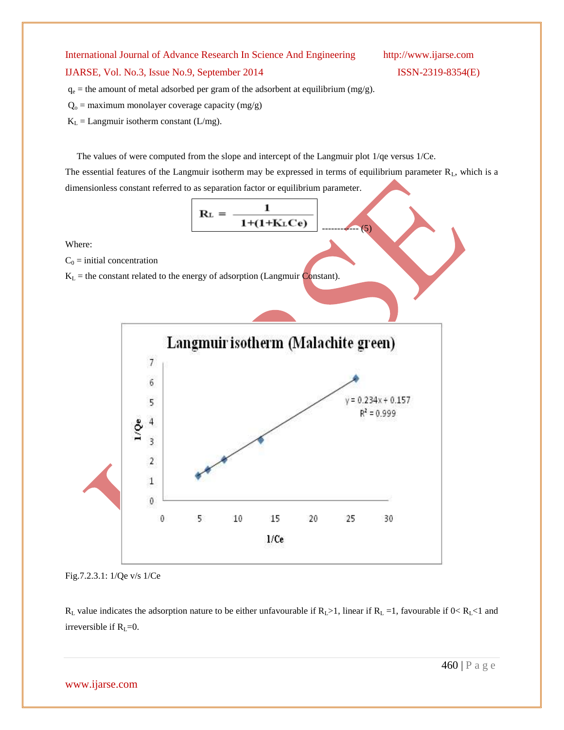$q_e$ = the amount of metal adsorbed per gram of the adsorbent at equilibrium (mg/g).

$Q_o$ = maximum monolayer coverage capacity (mg/g)

$K_L$ = Langmuir isotherm constant (L/mg).

The values of were computed from the slope and intercept of the Langmuir plot 1/qe versus 1/Ce.

The essential features of the Langmuir isotherm may be expressed in terms of equilibrium parameter $R_L$, which is a dimensionless constant referred to as separation factor or equilibrium parameter.

$$R_L = \frac{1}{1+(1+K_L Ce)} \quad \text{------------ (5)}$$

Where:

$C_0$ = initial concentration

$K_L$ = the constant related to the energy of adsorption (Langmuir Constant).

Fig.7.2.3.1: 1/Qe v/s 1/Ce

$R_L$ value indicates the adsorption nature to be either unfavourable if $R_L>1$, linear if $R_L=1$, favourable if $0< R_L<1$ and irreversible if $R_L=0$.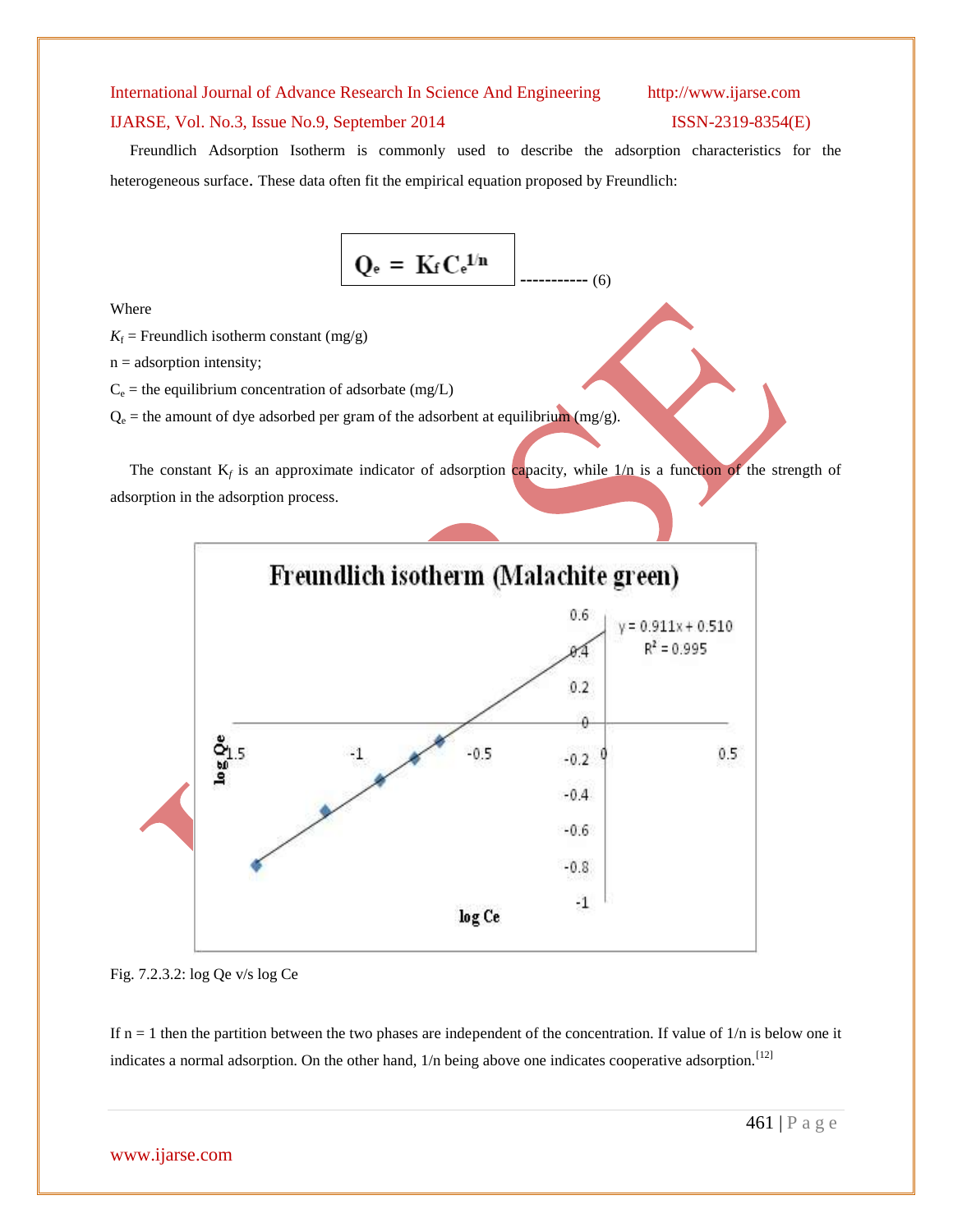Freundlich Adsorption Isotherm is commonly used to describe the adsorption characteristics for the heterogeneous surface. These data often fit the empirical equation proposed by Freundlich:

$$Q_e = K_f C_e^{1/n} \qquad (6)$$

Where

$K_f$ = Freundlich isotherm constant (mg/g)

n = adsorption intensity;

$C_e$ = the equilibrium concentration of adsorbate (mg/L)

$Q_e$ = the amount of dye adsorbed per gram of the adsorbent at equilibrium (mg/g).

The constant $K_f$ is an approximate indicator of adsorption capacity, while 1/n is a function of the strength of adsorption in the adsorption process.

Fig. 7.2.3.2: log Qe v/s log Ce

If n = 1 then the partition between the two phases are independent of the concentration. If value of 1/n is below one it indicates a normal adsorption. On the other hand, 1/n being above one indicates cooperative adsorption.[12]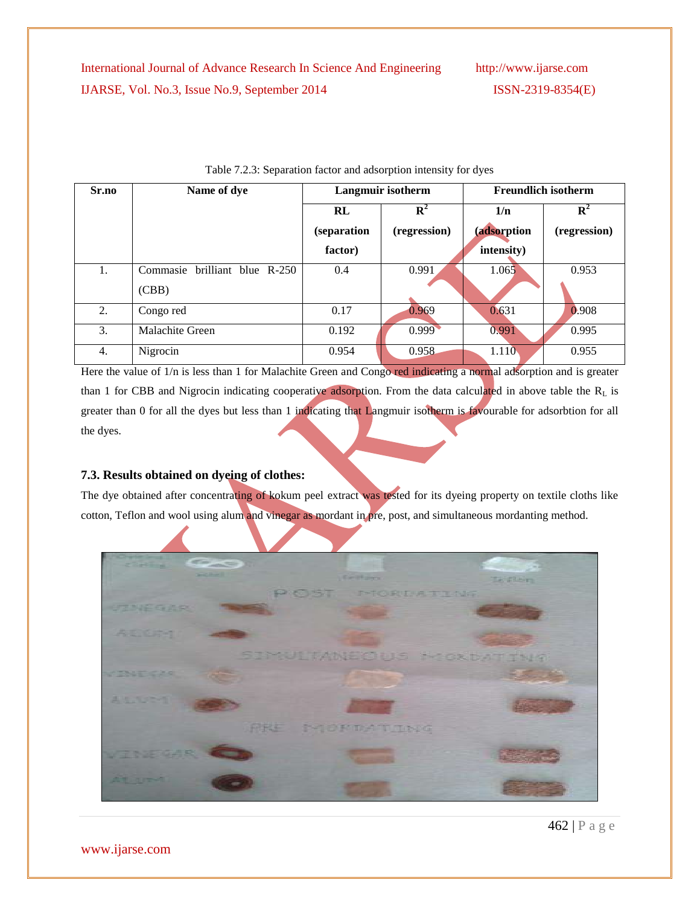Table 7.2.3: Separation factor and adsorption intensity for dyes

| Sr.no | Name of dye | Langmuir isotherm | | Freundlich isotherm | |
|---|---|---|---|---|---|
| | | RL (separation factor) | $R^2$ (regression) | 1/n (adsorption intensity) | $R^2$ (regression) |
| 1. | Commasie brilliant blue R-250 (CBB) | 0.4 | 0.991 | 1.065 | 0.953 |
| 2. | Congo red | 0.17 | 0.969 | 0.631 | 0.908 |
| 3. | Malachite Green | 0.192 | 0.999 | 0.991 | 0.995 |
| 4. | Nigrocin | 0.954 | 0.958 | 1.110 | 0.955 |

Here the value of 1/n is less than 1 for Malachite Green and Congo red indicating a normal adsorption and is greater than 1 for CBB and Nigrocin indicating cooperative adsorption. From the data calculated in above table the $R_L$ is greater than 0 for all the dyes but less than 1 indicating that Langmuir isotherm is favourable for adsorbtion for all the dyes.

### 7.3. Results obtained on dyeing of clothes:

The dye obtained after concentrating of kokum peel extract was tested for its dyeing property on textile cloths like cotton, Teflon and wool using alum and vinegar as mordant in pre, post, and simultaneous mordanting method.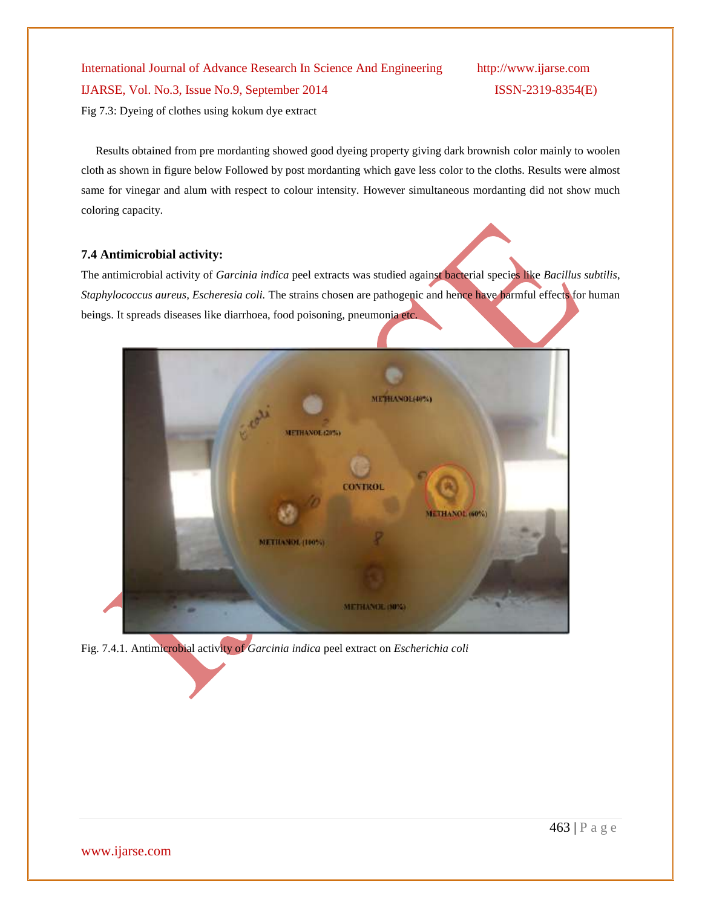Fig 7.3: Dyeing of clothes using kokum dye extract

Results obtained from pre mordanting showed good dyeing property giving dark brownish color mainly to woolen cloth as shown in figure below Followed by post mordanting which gave less color to the cloths. Results were almost same for vinegar and alum with respect to colour intensity. However simultaneous mordanting did not show much coloring capacity.

### 7.4 Antimicrobial activity:

The antimicrobial activity of *Garcinia indica* peel extracts was studied against bacterial species like *Bacillus subtilis, Staphylococcus aureus, Escheresia coli.* The strains chosen are pathogenic and hence have harmful effects for human beings. It spreads diseases like diarrhoea, food poisoning, pneumonia etc.

Fig. 7.4.1. Antimicrobial activity of *Garcinia indica* peel extract on *Escherichia coli*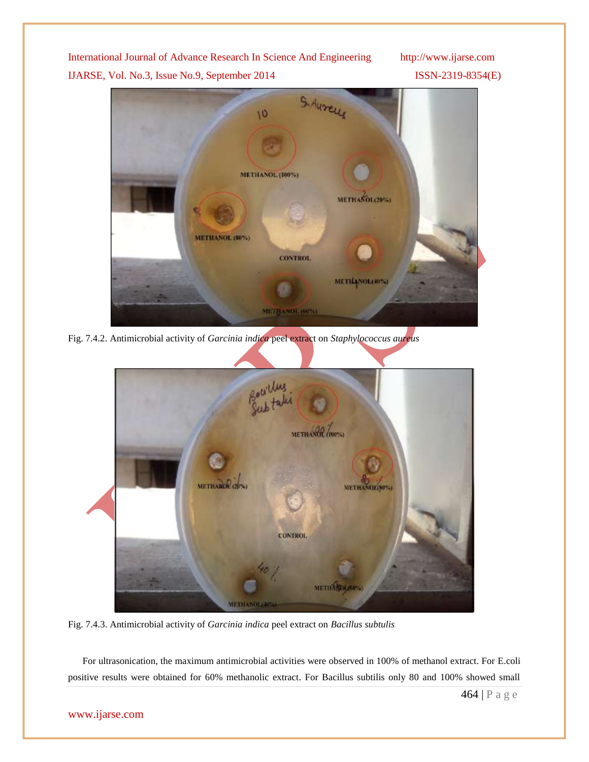Fig. 7.4.2. Antimicrobial activity of *Garcinia indica* peel extract on *Staphylococcus aureus*

Fig. 7.4.3. Antimicrobial activity of *Garcinia indica* peel extract on *Bacillus subtulis*

For ultrasonication, the maximum antimicrobial activities were observed in 100% of methanol extract. For E.coli positive results were obtained for 60% methanolic extract. For Bacillus subtilis only 80 and 100% showed small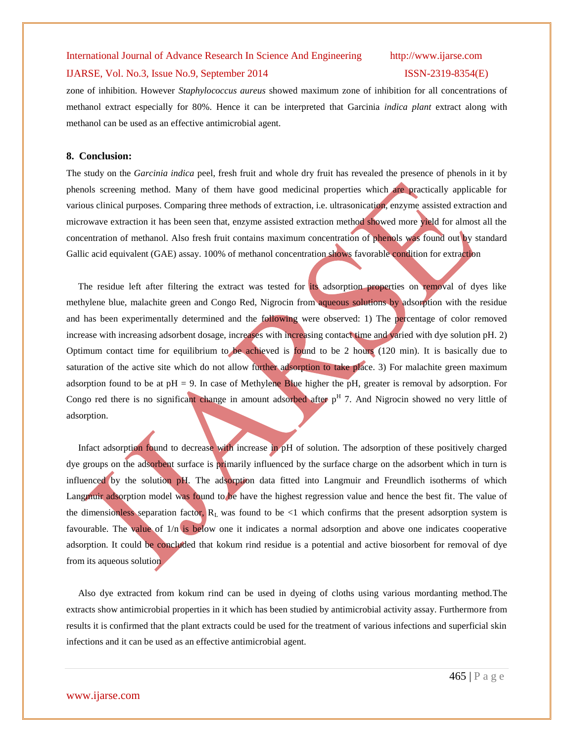zone of inhibition. However *Staphylococcus aureus* showed maximum zone of inhibition for all concentrations of methanol extract especially for 80%. Hence it can be interpreted that Garcinia *indica plant* extract along with methanol can be used as an effective antimicrobial agent.

## 8. Conclusion:

The study on the *Garcinia indica* peel, fresh fruit and whole dry fruit has revealed the presence of phenols in it by phenols screening method. Many of them have good medicinal properties which are practically applicable for various clinical purposes. Comparing three methods of extraction, i.e. ultrasonication, enzyme assisted extraction and microwave extraction it has been seen that, enzyme assisted extraction method showed more yield for almost all the concentration of methanol. Also fresh fruit contains maximum concentration of phenols was found out by standard Gallic acid equivalent (GAE) assay. 100% of methanol concentration shows favorable condition for extraction

The residue left after filtering the extract was tested for its adsorption properties on removal of dyes like methylene blue, malachite green and Congo Red, Nigrocin from aqueous solutions by adsorption with the residue and has been experimentally determined and the following were observed: 1) The percentage of color removed increase with increasing adsorbent dosage, increases with increasing contact time and varied with dye solution pH. 2) Optimum contact time for equilibrium to be achieved is found to be 2 hours (120 min). It is basically due to saturation of the active site which do not allow further adsorption to take place. 3) For malachite green maximum adsorption found to be at pH = 9. In case of Methylene Blue higher the pH, greater is removal by adsorption. For Congo red there is no significant change in amount adsorbed after $p^H$ 7. And Nigrocin showed no very little of adsorption.

Infact adsorption found to decrease with increase in pH of solution. The adsorption of these positively charged dye groups on the adsorbent surface is primarily influenced by the surface charge on the adsorbent which in turn is influenced by the solution pH. The adsorption data fitted into Langmuir and Freundlich isotherms of which Langmuir adsorption model was found to be have the highest regression value and hence the best fit. The value of the dimensionless separation factor, $R_L$ was found to be <1 which confirms that the present adsorption system is favourable. The value of 1/n is below one it indicates a normal adsorption and above one indicates cooperative adsorption. It could be concluded that kokum rind residue is a potential and active biosorbent for removal of dye from its aqueous solution

Also dye extracted from kokum rind can be used in dyeing of cloths using various mordanting method.The extracts show antimicrobial properties in it which has been studied by antimicrobial activity assay. Furthermore from results it is confirmed that the plant extracts could be used for the treatment of various infections and superficial skin infections and it can be used as an effective antimicrobial agent.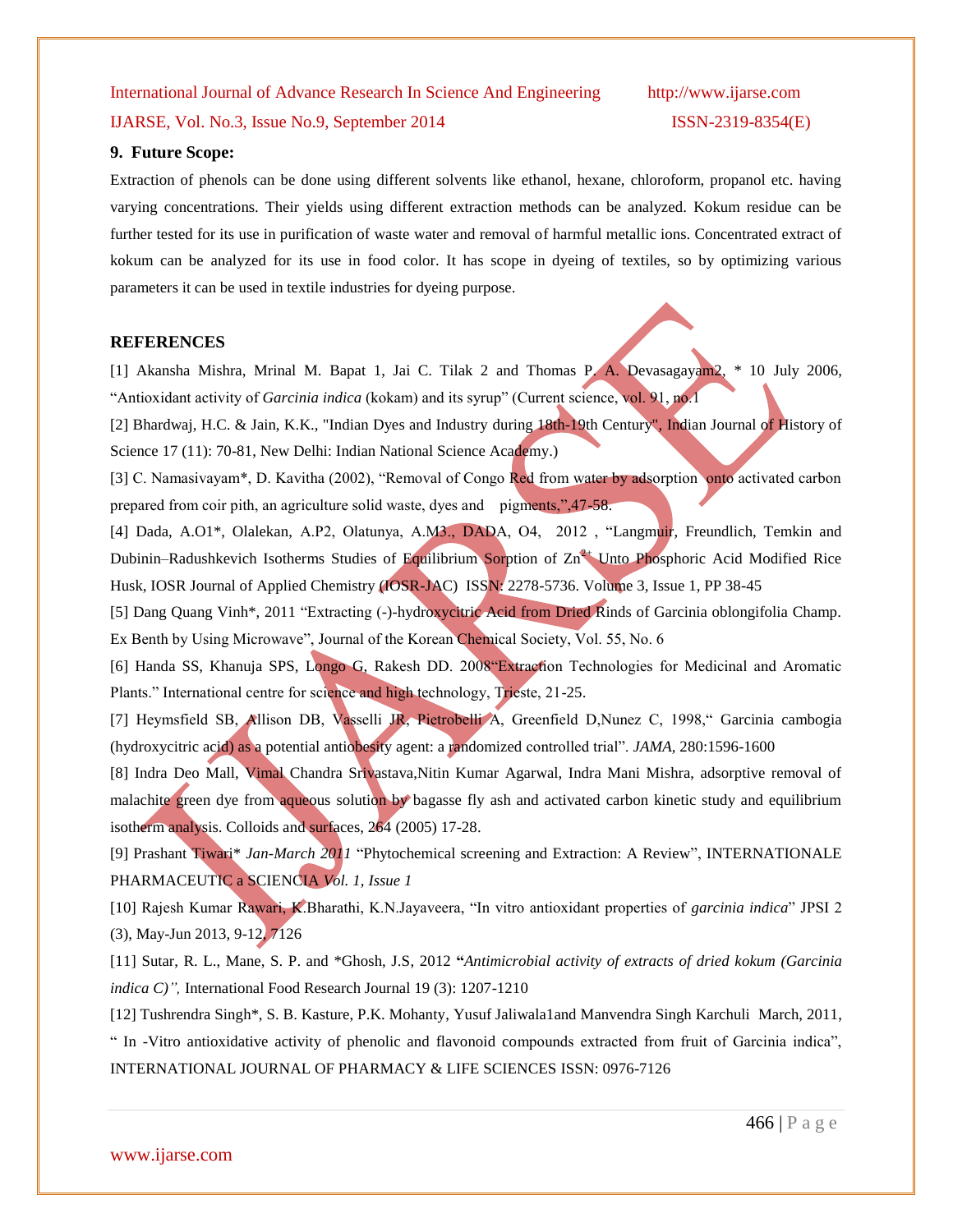## 9. Future Scope:

Extraction of phenols can be done using different solvents like ethanol, hexane, chloroform, propanol etc. having varying concentrations. Their yields using different extraction methods can be analyzed. Kokum residue can be further tested for its use in purification of waste water and removal of harmful metallic ions. Concentrated extract of kokum can be analyzed for its use in food color. It has scope in dyeing of textiles, so by optimizing various parameters it can be used in textile industries for dyeing purpose.

## REFERENCES

[1] Akansha Mishra, Mrinal M. Bapat 1, Jai C. Tilak 2 and Thomas P. A. Devasagayam2, * 10 July 2006, "Antioxidant activity of *Garcinia indica* (kokam) and its syrup" (Current science, vol. 91, no.1

[2] Bhardwaj, H.C. & Jain, K.K., "Indian Dyes and Industry during 18th-19th Century", Indian Journal of History of Science 17 (11): 70-81, New Delhi: Indian National Science Academy.)

[3] C. Namasivayam*, D. Kavitha (2002), "Removal of Congo Red from water by adsorption onto activated carbon prepared from coir pith, an agriculture solid waste, dyes and pigments,",47-58.

[4] Dada, A.O1*, Olalekan, A.P2, Olatunya, A.M3., DADA, O4, 2012 , "Langmuir, Freundlich, Temkin and Dubinin–Radushkevich Isotherms Studies of Equilibrium Sorption of $Zn^{2+}$ Unto Phosphoric Acid Modified Rice Husk, IOSR Journal of Applied Chemistry (IOSR-JAC) ISSN: 2278-5736. Volume 3, Issue 1, PP 38-45

[5] Dang Quang Vinh*, 2011 "Extracting (-)-hydroxycitric Acid from Dried Rinds of Garcinia oblongifolia Champ. Ex Benth by Using Microwave", Journal of the Korean Chemical Society, Vol. 55, No. 6

[6] Handa SS, Khanuja SPS, Longo G, Rakesh DD. 2008"Extraction Technologies for Medicinal and Aromatic Plants." International centre for science and high technology, Trieste, 21-25.

[7] Heymsfield SB, Allison DB, Vasselli JR, Pietrobelli A, Greenfield D,Nunez C, 1998," Garcinia cambogia (hydroxycitric acid) as a potential antiobesity agent: a randomized controlled trial". *JAMA*, 280:1596-1600

[8] Indra Deo Mall, Vimal Chandra Srivastava,Nitin Kumar Agarwal, Indra Mani Mishra, adsorptive removal of malachite green dye from aqueous solution by bagasse fly ash and activated carbon kinetic study and equilibrium isotherm analysis. Colloids and surfaces, 264 (2005) 17-28.

[9] Prashant Tiwari* *Jan-March 2011* "Phytochemical screening and Extraction: A Review", INTERNATIONALE PHARMACEUTIC a SCIENCIA *Vol. 1, Issue 1*

[10] Rajesh Kumar Rawari, K.Bharathi, K.N.Jayaveera, "In vitro antioxidant properties of *garcinia indica*" JPSI 2 (3), May-Jun 2013, 9-12, 7126

[11] Sutar, R. L., Mane, S. P. and *Ghosh, J.S, 2012 **"***Antimicrobial activity of extracts of dried kokum (Garcinia indica C)",* International Food Research Journal 19 (3): 1207-1210

[12] Tushrendra Singh*, S. B. Kasture, P.K. Mohanty, Yusuf Jaliwala1and Manvendra Singh Karchuli March, 2011, " In -Vitro antioxidative activity of phenolic and flavonoid compounds extracted from fruit of Garcinia indica", INTERNATIONAL JOURNAL OF PHARMACY & LIFE SCIENCES ISSN: 0976-7126